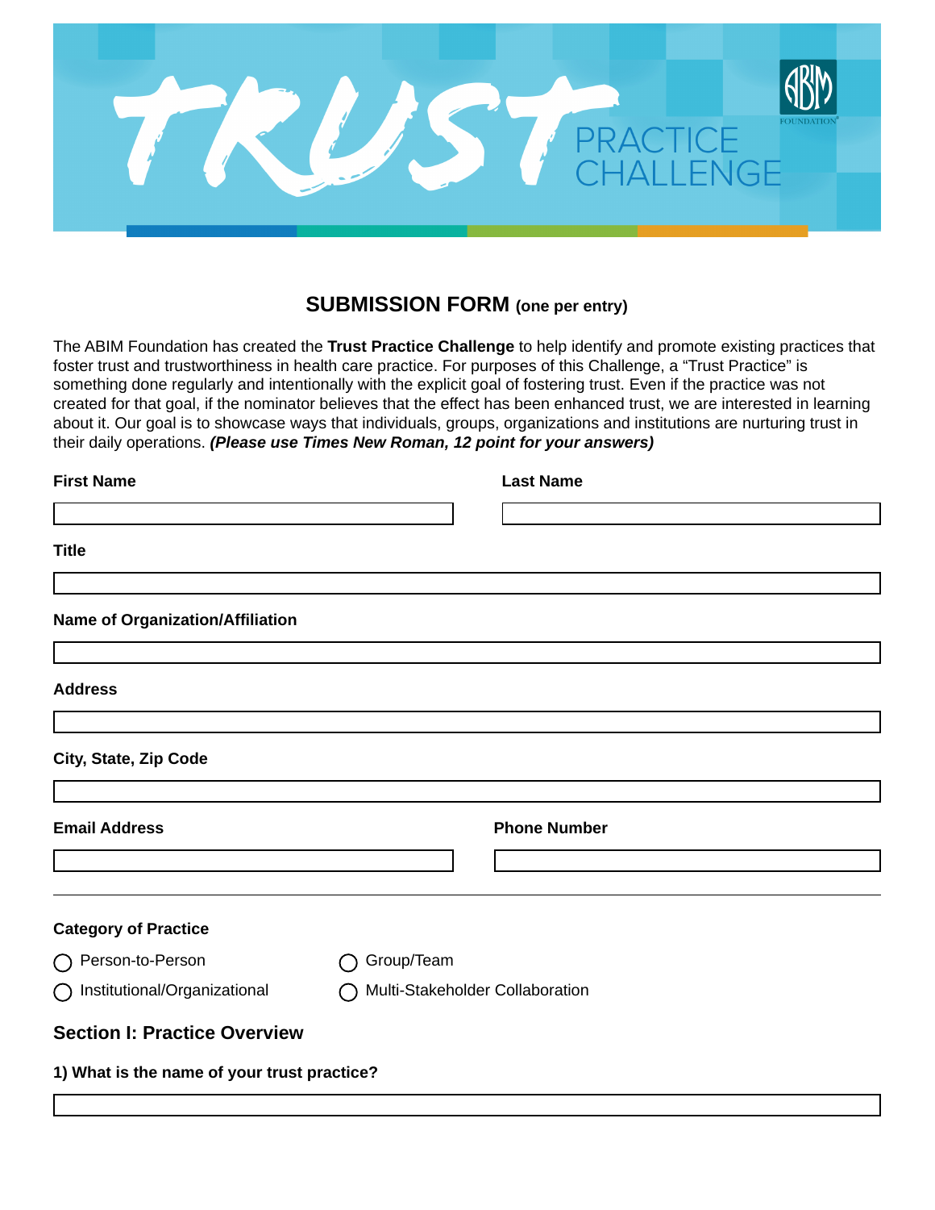# TRUST PRACTICE CHALLENGE

ABIM FOUNDATION

## SUBMISSION FORM (one per entry)

The ABIM Foundation has created the **Trust Practice Challenge** to help identify and promote existing practices that foster trust and trustworthiness in health care practice. For purposes of this Challenge, a "Trust Practice" is something done regularly and intentionally with the explicit goal of fostering trust. Even if the practice was not created for that goal, if the nominator believes that the effect has been enhanced trust, we are interested in learning about it. Our goal is to showcase ways that individuals, groups, organizations and institutions are nurturing trust in their daily operations. ***(Please use Times New Roman, 12 point for your answers)***

**First Name**

**Last Name**

**Title**

**Name of Organization/Affiliation**

**Address**

**City, State, Zip Code**

**Email Address**

**Phone Number**

---

**Category of Practice**

- ◯ Person-to-Person
- ◯ Group/Team
- ◯ Institutional/Organizational
- ◯ Multi-Stakeholder Collaboration

### Section I: Practice Overview

**1) What is the name of your trust practice?**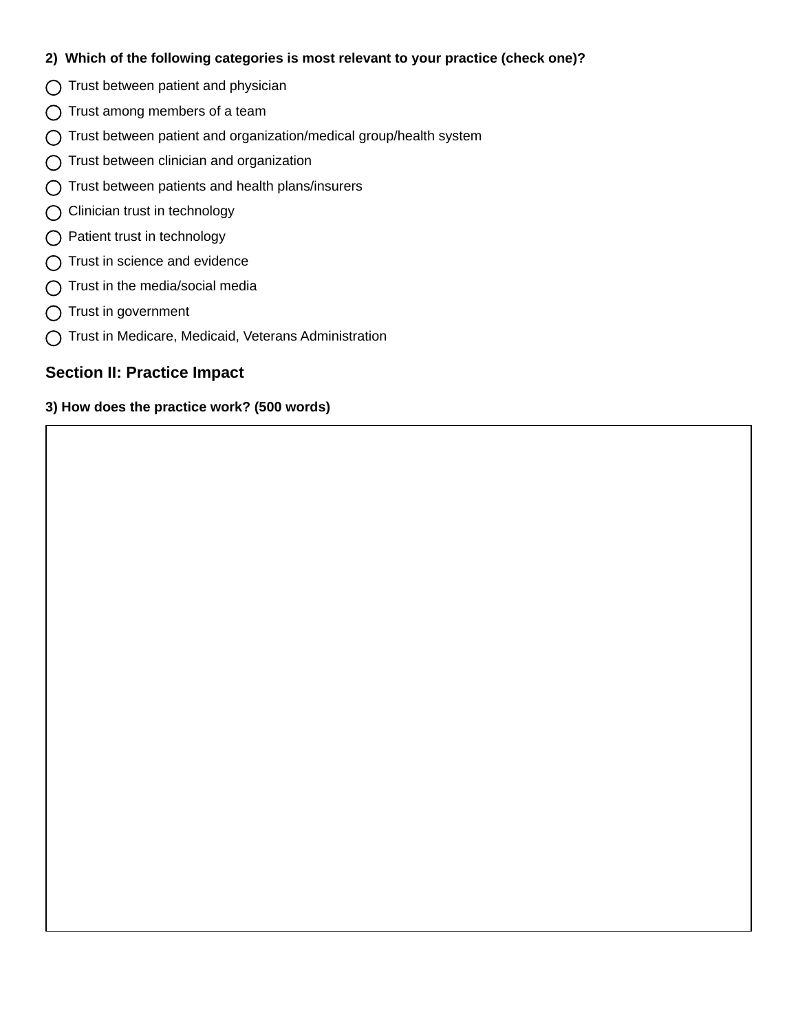**2) Which of the following categories is most relevant to your practice (check one)?**

- ◯ Trust between patient and physician
- ◯ Trust among members of a team
- ◯ Trust between patient and organization/medical group/health system
- ◯ Trust between clinician and organization
- ◯ Trust between patients and health plans/insurers
- ◯ Clinician trust in technology
- ◯ Patient trust in technology
- ◯ Trust in science and evidence
- ◯ Trust in the media/social media
- ◯ Trust in government
- ◯ Trust in Medicare, Medicaid, Veterans Administration

## Section II: Practice Impact

**3) How does the practice work? (500 words)**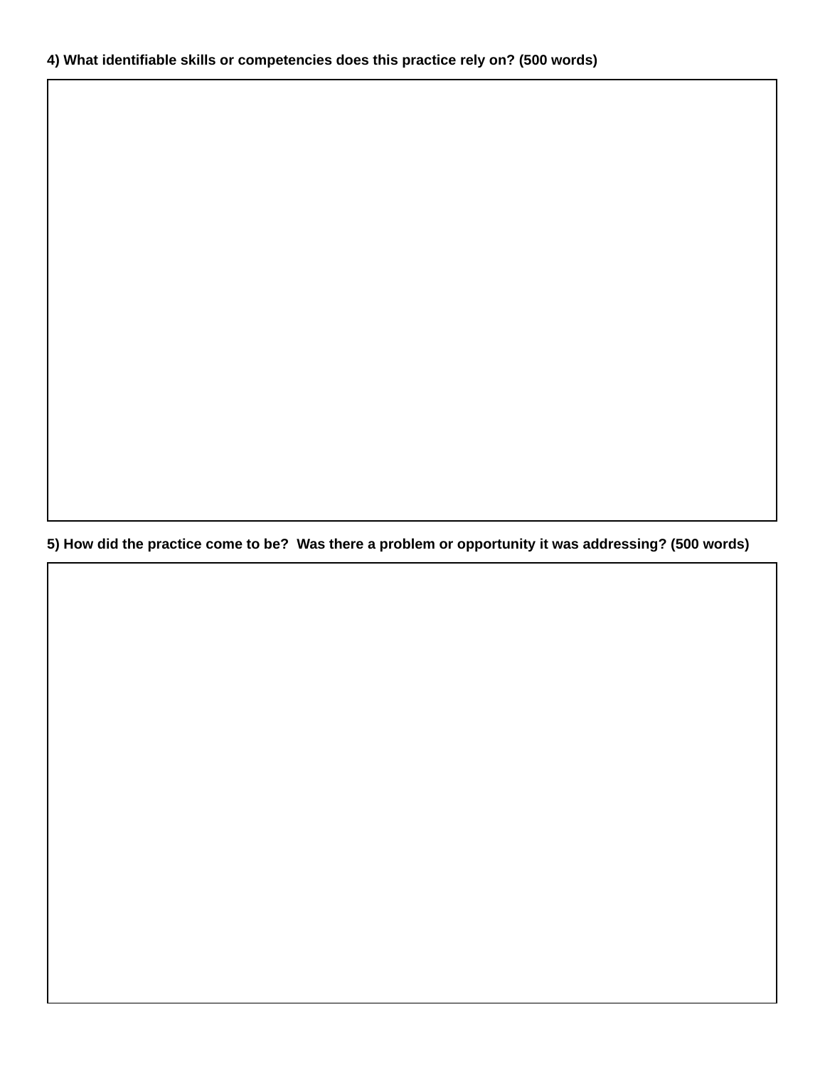**4) What identifiable skills or competencies does this practice rely on? (500 words)**

**5) How did the practice come to be? Was there a problem or opportunity it was addressing? (500 words)**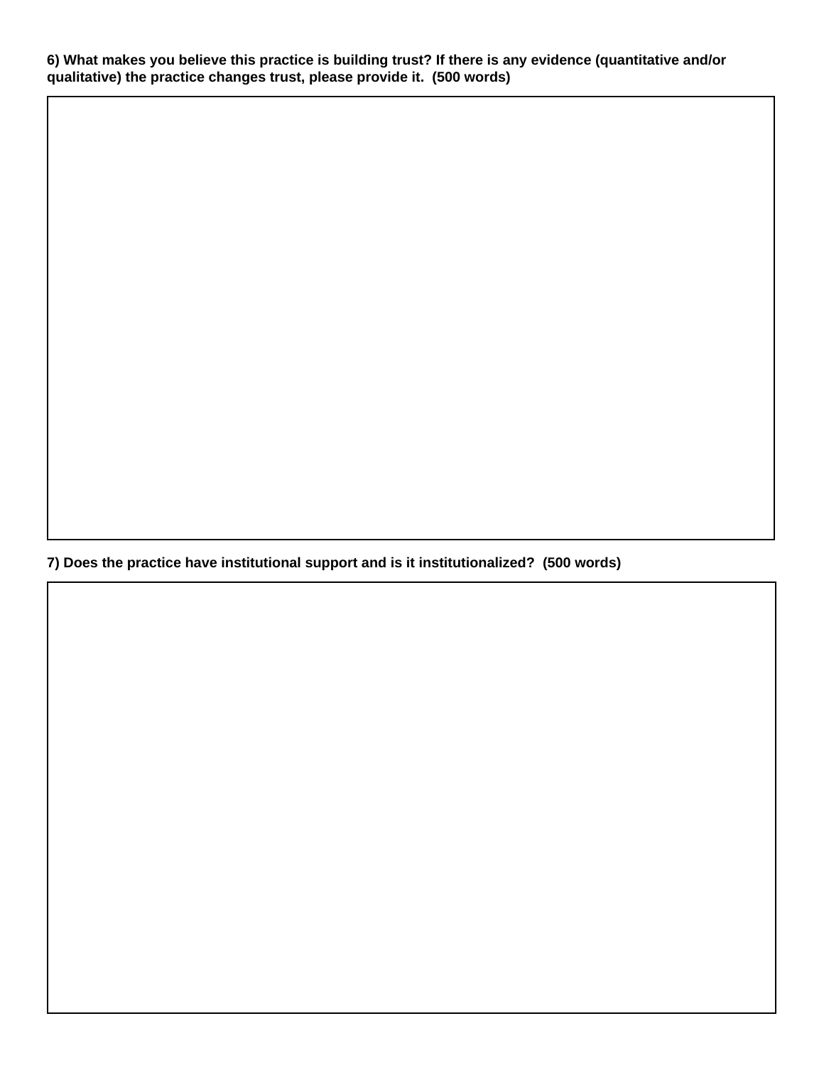**6) What makes you believe this practice is building trust? If there is any evidence (quantitative and/or qualitative) the practice changes trust, please provide it. (500 words)**

**7) Does the practice have institutional support and is it institutionalized? (500 words)**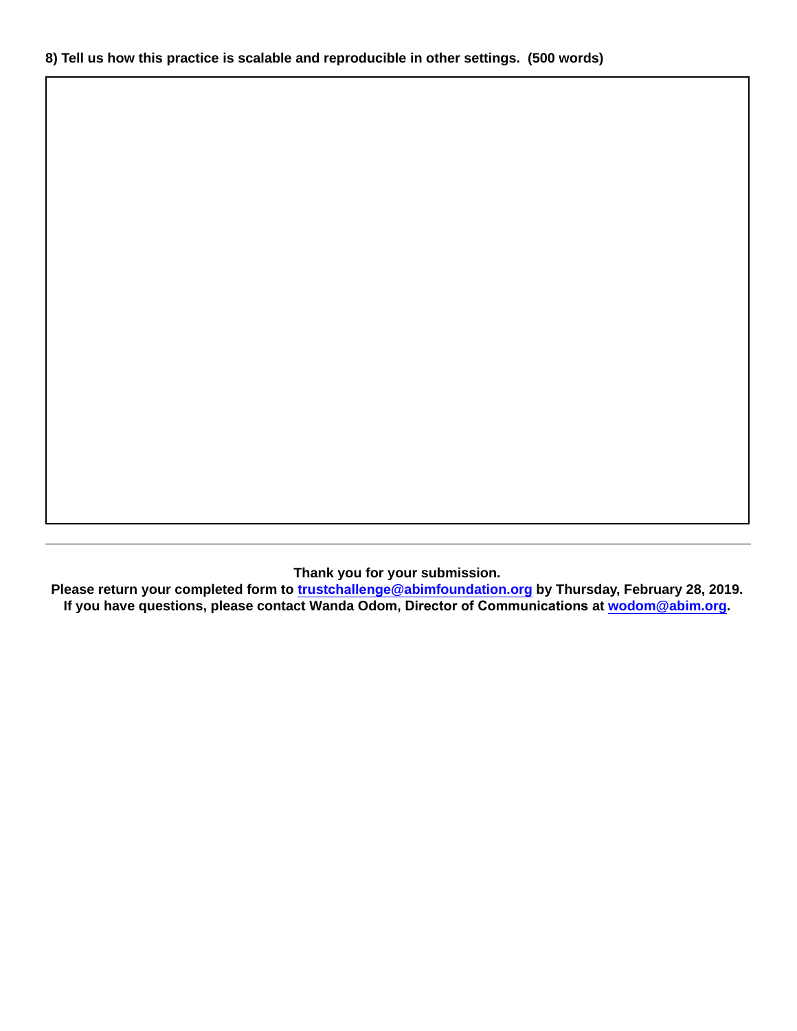**8) Tell us how this practice is scalable and reproducible in other settings. (500 words)**

---

**Thank you for your submission.**

**Please return your completed form to trustchallenge@abimfoundation.org by Thursday, February 28, 2019.**

**If you have questions, please contact Wanda Odom, Director of Communications at wodom@abim.org.**